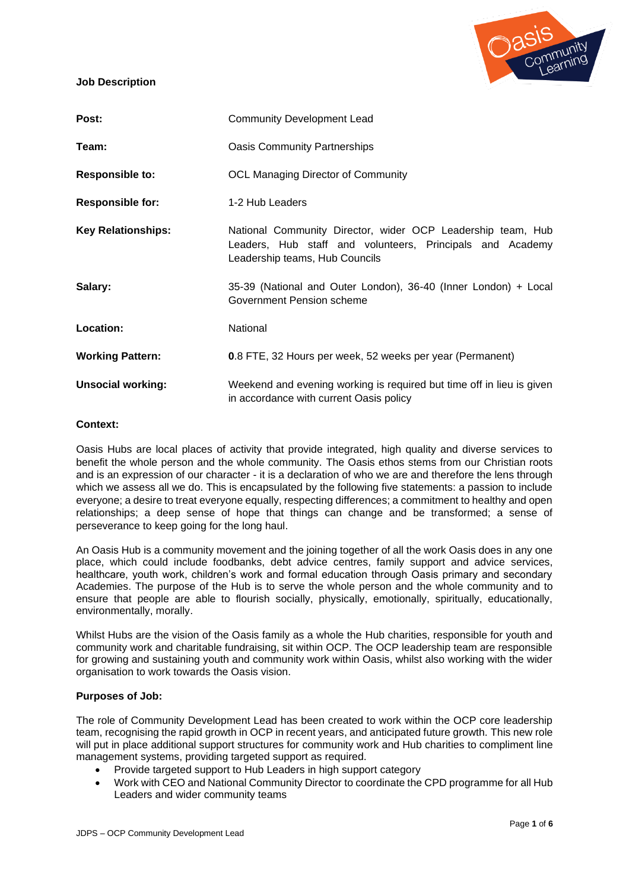**Job Description**

| | |
|---|---|
| **Post:** | Community Development Lead |
| **Team:** | Oasis Community Partnerships |
| **Responsible to:** | OCL Managing Director of Community |
| **Responsible for:** | 1-2 Hub Leaders |
| **Key Relationships:** | National Community Director, wider OCP Leadership team, Hub Leaders, Hub staff and volunteers, Principals and Academy Leadership teams, Hub Councils |
| **Salary:** | 35-39 (National and Outer London), 36-40 (Inner London) + Local Government Pension scheme |
| **Location:** | National |
| **Working Pattern:** | **0**.8 FTE, 32 Hours per week, 52 weeks per year (Permanent) |
| **Unsocial working:** | Weekend and evening working is required but time off in lieu is given in accordance with current Oasis policy |

**Context:**

Oasis Hubs are local places of activity that provide integrated, high quality and diverse services to benefit the whole person and the whole community. The Oasis ethos stems from our Christian roots and is an expression of our character - it is a declaration of who we are and therefore the lens through which we assess all we do. This is encapsulated by the following five statements: a passion to include everyone; a desire to treat everyone equally, respecting differences; a commitment to healthy and open relationships; a deep sense of hope that things can change and be transformed; a sense of perseverance to keep going for the long haul.

An Oasis Hub is a community movement and the joining together of all the work Oasis does in any one place, which could include foodbanks, debt advice centres, family support and advice services, healthcare, youth work, children's work and formal education through Oasis primary and secondary Academies. The purpose of the Hub is to serve the whole person and the whole community and to ensure that people are able to flourish socially, physically, emotionally, spiritually, educationally, environmentally, morally.

Whilst Hubs are the vision of the Oasis family as a whole the Hub charities, responsible for youth and community work and charitable fundraising, sit within OCP. The OCP leadership team are responsible for growing and sustaining youth and community work within Oasis, whilst also working with the wider organisation to work towards the Oasis vision.

**Purposes of Job:**

The role of Community Development Lead has been created to work within the OCP core leadership team, recognising the rapid growth in OCP in recent years, and anticipated future growth. This new role will put in place additional support structures for community work and Hub charities to compliment line management systems, providing targeted support as required.

- Provide targeted support to Hub Leaders in high support category
- Work with CEO and National Community Director to coordinate the CPD programme for all Hub Leaders and wider community teams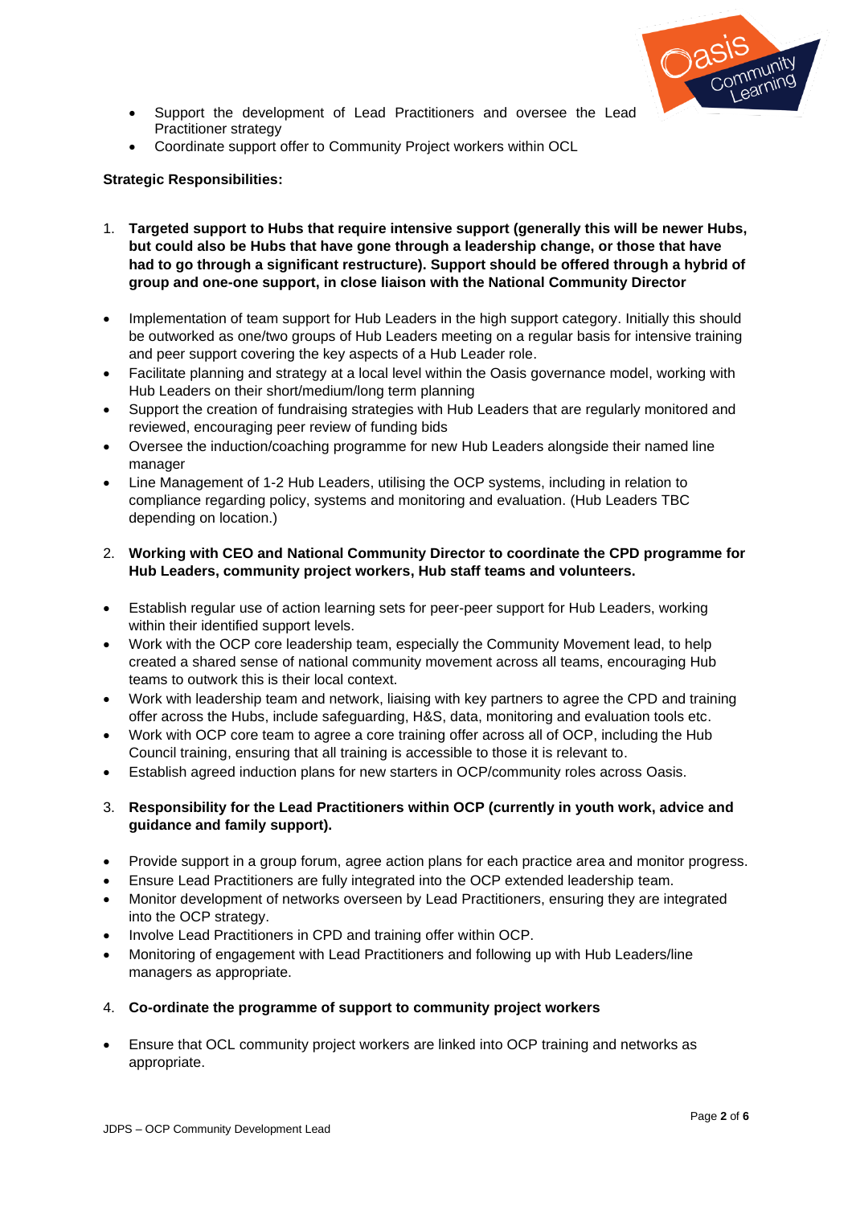- Support the development of Lead Practitioners and oversee the Lead Practitioner strategy
- Coordinate support offer to Community Project workers within OCL

**Strategic Responsibilities:**

1. **Targeted support to Hubs that require intensive support (generally this will be newer Hubs, but could also be Hubs that have gone through a leadership change, or those that have had to go through a significant restructure). Support should be offered through a hybrid of group and one-one support, in close liaison with the National Community Director**

- Implementation of team support for Hub Leaders in the high support category. Initially this should be outworked as one/two groups of Hub Leaders meeting on a regular basis for intensive training and peer support covering the key aspects of a Hub Leader role.
- Facilitate planning and strategy at a local level within the Oasis governance model, working with Hub Leaders on their short/medium/long term planning
- Support the creation of fundraising strategies with Hub Leaders that are regularly monitored and reviewed, encouraging peer review of funding bids
- Oversee the induction/coaching programme for new Hub Leaders alongside their named line manager
- Line Management of 1-2 Hub Leaders, utilising the OCP systems, including in relation to compliance regarding policy, systems and monitoring and evaluation. (Hub Leaders TBC depending on location.)

2. **Working with CEO and National Community Director to coordinate the CPD programme for Hub Leaders, community project workers, Hub staff teams and volunteers.**

- Establish regular use of action learning sets for peer-peer support for Hub Leaders, working within their identified support levels.
- Work with the OCP core leadership team, especially the Community Movement lead, to help created a shared sense of national community movement across all teams, encouraging Hub teams to outwork this is their local context.
- Work with leadership team and network, liaising with key partners to agree the CPD and training offer across the Hubs, include safeguarding, H&S, data, monitoring and evaluation tools etc.
- Work with OCP core team to agree a core training offer across all of OCP, including the Hub Council training, ensuring that all training is accessible to those it is relevant to.
- Establish agreed induction plans for new starters in OCP/community roles across Oasis.

3. **Responsibility for the Lead Practitioners within OCP (currently in youth work, advice and guidance and family support).**

- Provide support in a group forum, agree action plans for each practice area and monitor progress.
- Ensure Lead Practitioners are fully integrated into the OCP extended leadership team.
- Monitor development of networks overseen by Lead Practitioners, ensuring they are integrated into the OCP strategy.
- Involve Lead Practitioners in CPD and training offer within OCP.
- Monitoring of engagement with Lead Practitioners and following up with Hub Leaders/line managers as appropriate.

4. **Co-ordinate the programme of support to community project workers**

- Ensure that OCL community project workers are linked into OCP training and networks as appropriate.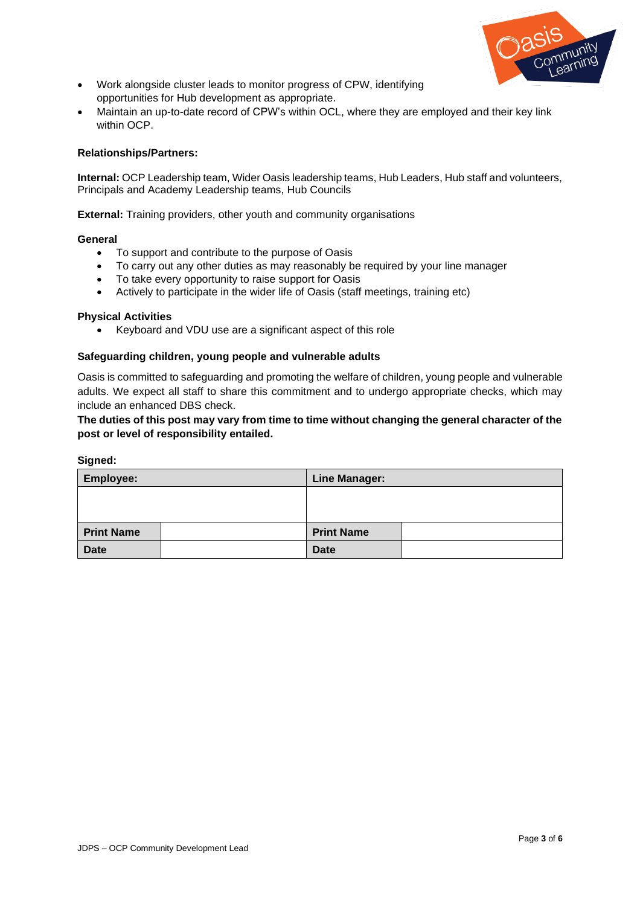- Work alongside cluster leads to monitor progress of CPW, identifying opportunities for Hub development as appropriate.
- Maintain an up-to-date record of CPW's within OCL, where they are employed and their key link within OCP.

**Relationships/Partners:**

**Internal:** OCP Leadership team, Wider Oasis leadership teams, Hub Leaders, Hub staff and volunteers, Principals and Academy Leadership teams, Hub Councils

**External:** Training providers, other youth and community organisations

**General**

- To support and contribute to the purpose of Oasis
- To carry out any other duties as may reasonably be required by your line manager
- To take every opportunity to raise support for Oasis
- Actively to participate in the wider life of Oasis (staff meetings, training etc)

**Physical Activities**

- Keyboard and VDU use are a significant aspect of this role

**Safeguarding children, young people and vulnerable adults**

Oasis is committed to safeguarding and promoting the welfare of children, young people and vulnerable adults. We expect all staff to share this commitment and to undergo appropriate checks, which may include an enhanced DBS check.

**The duties of this post may vary from time to time without changing the general character of the post or level of responsibility entailed.**

**Signed:**

| **Employee:** | | **Line Manager:** | |
|---|---|---|---|
| | | | |
| **Print Name** | | **Print Name** | |
| **Date** | | **Date** | |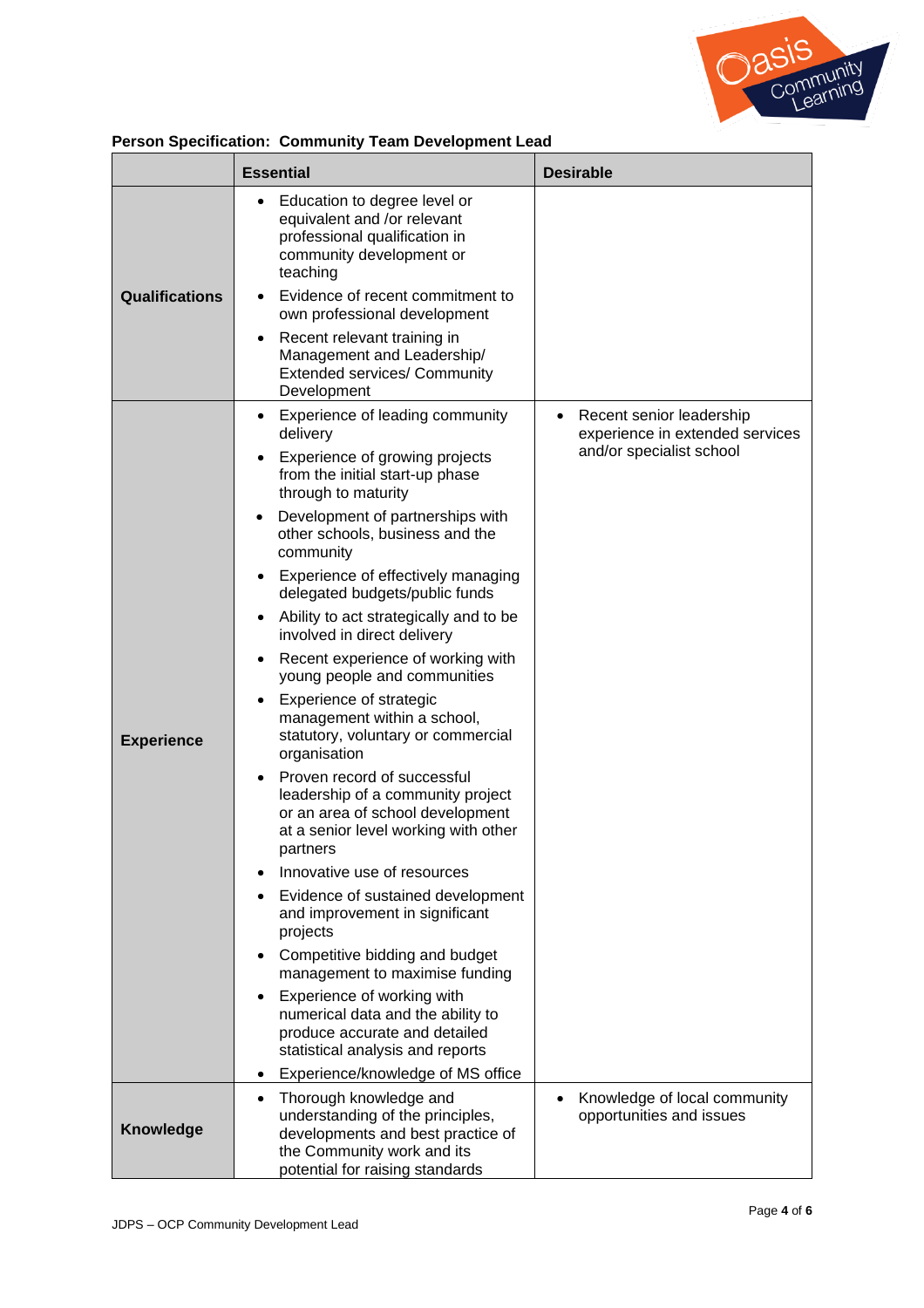**Person Specification: Community Team Development Lead**

| | Essential | Desirable |
|---|---|---|
| **Qualifications** | • Education to degree level or equivalent and /or relevant professional qualification in community development or teaching<br>• Evidence of recent commitment to own professional development<br>• Recent relevant training in Management and Leadership/ Extended services/ Community Development | |
| **Experience** | • Experience of leading community delivery<br>• Experience of growing projects from the initial start-up phase through to maturity<br>• Development of partnerships with other schools, business and the community<br>• Experience of effectively managing delegated budgets/public funds<br>• Ability to act strategically and to be involved in direct delivery<br>• Recent experience of working with young people and communities<br>• Experience of strategic management within a school, statutory, voluntary or commercial organisation<br>• Proven record of successful leadership of a community project or an area of school development at a senior level working with other partners<br>• Innovative use of resources<br>• Evidence of sustained development and improvement in significant projects<br>• Competitive bidding and budget management to maximise funding<br>• Experience of working with numerical data and the ability to produce accurate and detailed statistical analysis and reports<br>• Experience/knowledge of MS office | • Recent senior leadership experience in extended services and/or specialist school |
| **Knowledge** | • Thorough knowledge and understanding of the principles, developments and best practice of the Community work and its potential for raising standards | • Knowledge of local community opportunities and issues |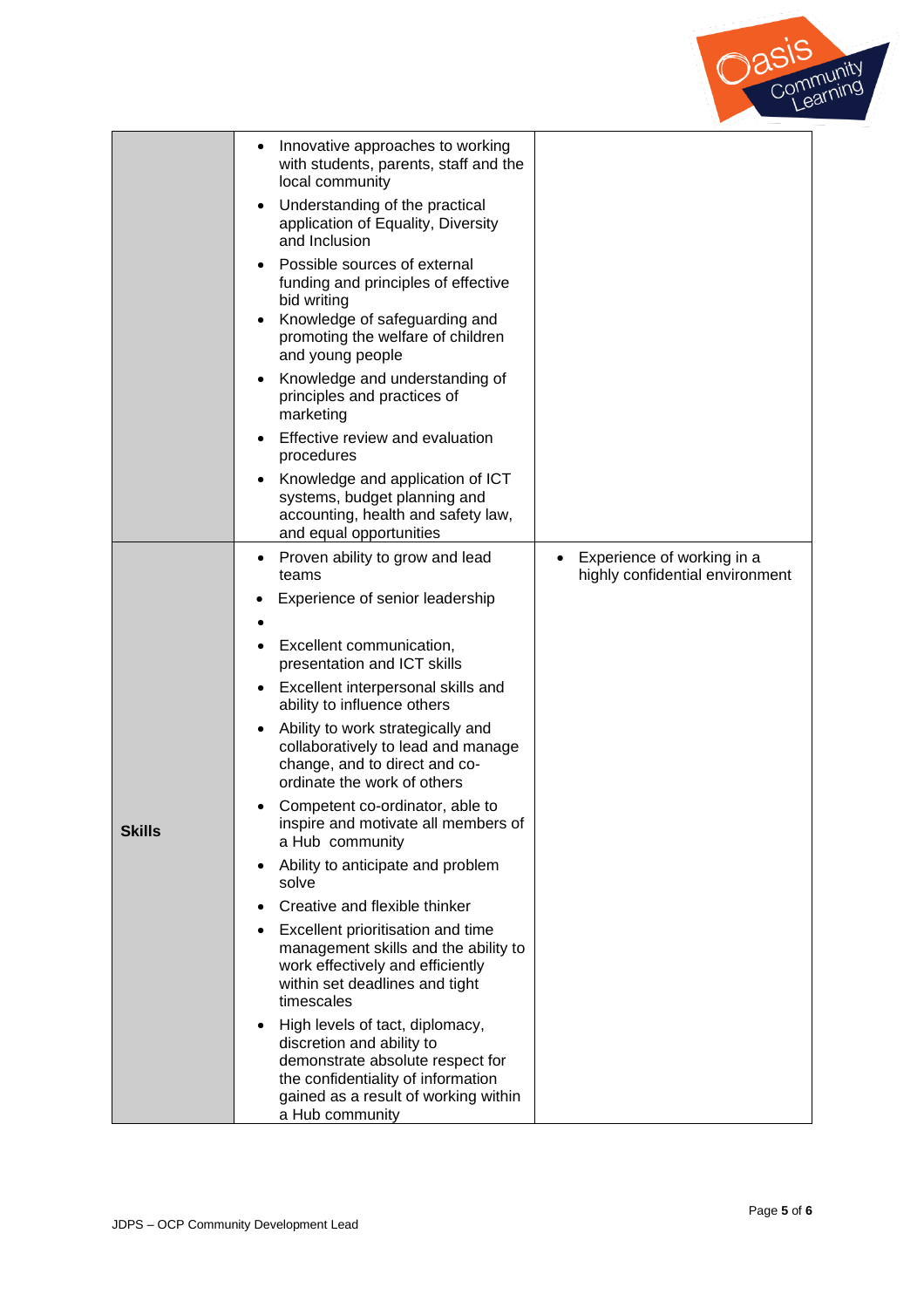| | | |
|---|---|---|
| | • Innovative approaches to working with students, parents, staff and the local community<br>• Understanding of the practical application of Equality, Diversity and Inclusion<br>• Possible sources of external funding and principles of effective bid writing<br>• Knowledge of safeguarding and promoting the welfare of children and young people<br>• Knowledge and understanding of principles and practices of marketing<br>• Effective review and evaluation procedures<br>• Knowledge and application of ICT systems, budget planning and accounting, health and safety law, and equal opportunities | |
| **Skills** | • Proven ability to grow and lead teams<br>• Experience of senior leadership<br>•<br>• Excellent communication, presentation and ICT skills<br>• Excellent interpersonal skills and ability to influence others<br>• Ability to work strategically and collaboratively to lead and manage change, and to direct and co-ordinate the work of others<br>• Competent co-ordinator, able to inspire and motivate all members of a Hub community<br>• Ability to anticipate and problem solve<br>• Creative and flexible thinker<br>• Excellent prioritisation and time management skills and the ability to work effectively and efficiently within set deadlines and tight timescales<br>• High levels of tact, diplomacy, discretion and ability to demonstrate absolute respect for the confidentiality of information gained as a result of working within a Hub community | • Experience of working in a highly confidential environment |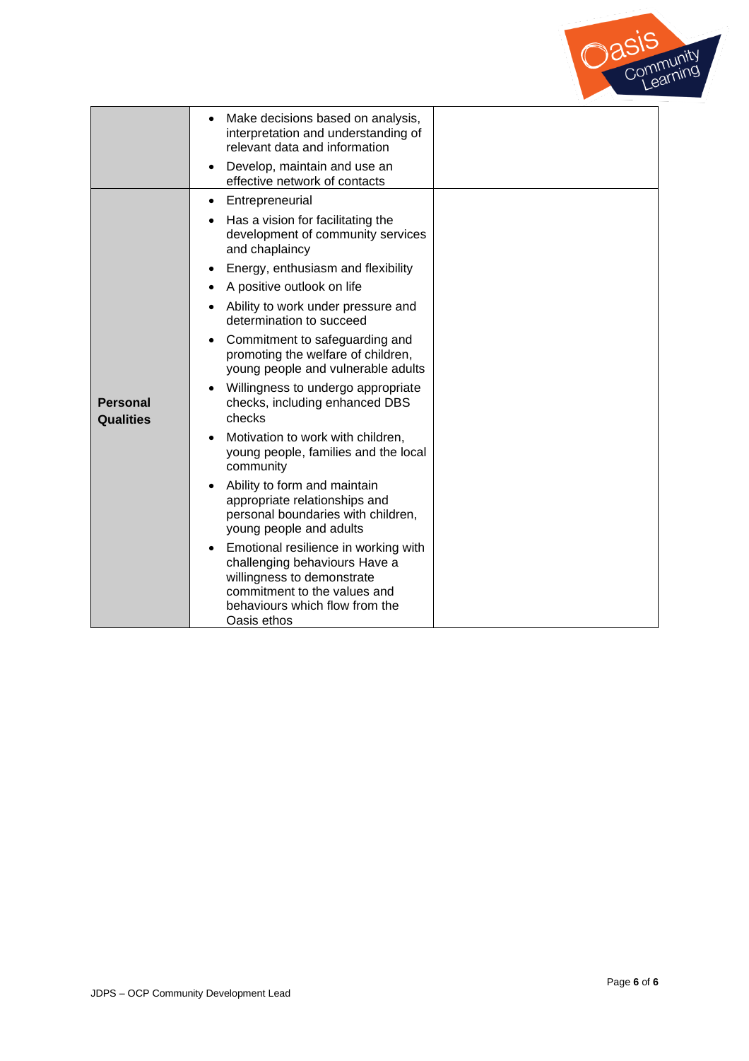| | | |
|---|---|---|
| | <ul><li>Make decisions based on analysis, interpretation and understanding of relevant data and information</li><li>Develop, maintain and use an effective network of contacts</li></ul> | |
| **Personal Qualities** | <ul><li>Entrepreneurial</li><li>Has a vision for facilitating the development of community services and chaplaincy</li><li>Energy, enthusiasm and flexibility</li><li>A positive outlook on life</li><li>Ability to work under pressure and determination to succeed</li><li>Commitment to safeguarding and promoting the welfare of children, young people and vulnerable adults</li><li>Willingness to undergo appropriate checks, including enhanced DBS checks</li><li>Motivation to work with children, young people, families and the local community</li><li>Ability to form and maintain appropriate relationships and personal boundaries with children, young people and adults</li><li>Emotional resilience in working with challenging behaviours Have a willingness to demonstrate commitment to the values and behaviours which flow from the Oasis ethos</li></ul> | |